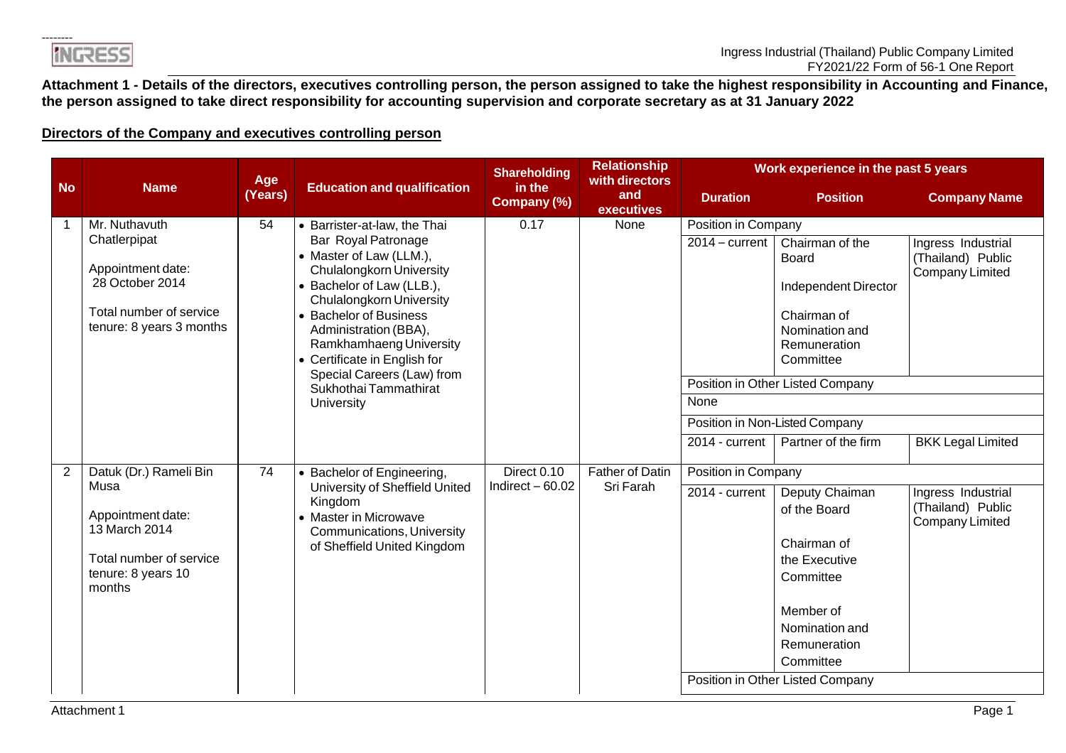**Attachment 1 - Details of the directors, executives controlling person, the person assigned to take the highest responsibility in Accounting and Finance, the person assigned to take direct responsibility for accounting supervision and corporate secretary as at 31 January 2022**

**Directors of the Company and executives controlling person**

| No | Name | Age (Years) | Education and qualification | Shareholding in the Company (%) | Relationship with directors and executives | Work experience in the past 5 years | | |
|---|---|---|---|---|---|---|---|---|
| | | | | | | Duration | Position | Company Name |
| 1 | Mr. Nuthavuth Chatlerpipat<br><br>Appointment date: 28 October 2014<br><br>Total number of service tenure: 8 years 3 months | 54 | • Barrister-at-law, the Thai Bar Royal Patronage<br>• Master of Law (LLM.), Chulalongkorn University<br>• Bachelor of Law (LLB.), Chulalongkorn University<br>• Bachelor of Business Administration (BBA), Ramkhamhaeng University<br>• Certificate in English for Special Careers (Law) from Sukhothai Tammathirat University | 0.17 | None | Position in Company | | |
| | | | | | | 2014 – current | Chairman of the Board<br><br>Independent Director<br><br>Chairman of Nomination and Remuneration Committee | Ingress Industrial (Thailand) Public Company Limited |
| | | | | | | Position in Other Listed Company | | |
| | | | | | | None | | |
| | | | | | | Position in Non-Listed Company | | |
| | | | | | | 2014 - current | Partner of the firm | BKK Legal Limited |
| 2 | Datuk (Dr.) Rameli Bin Musa<br><br>Appointment date: 13 March 2014<br><br>Total number of service tenure: 8 years 10 months | 74 | • Bachelor of Engineering, University of Sheffield United Kingdom<br>• Master in Microwave Communications, University of Sheffield United Kingdom | Direct 0.10<br>Indirect – 60.02 | Father of Datin Sri Farah | Position in Company | | |
| | | | | | | 2014 - current | Deputy Chaiman of the Board<br><br>Chairman of the Executive Committee<br><br>Member of Nomination and Remuneration Committee | Ingress Industrial (Thailand) Public Company Limited |
| | | | | | | Position in Other Listed Company | | |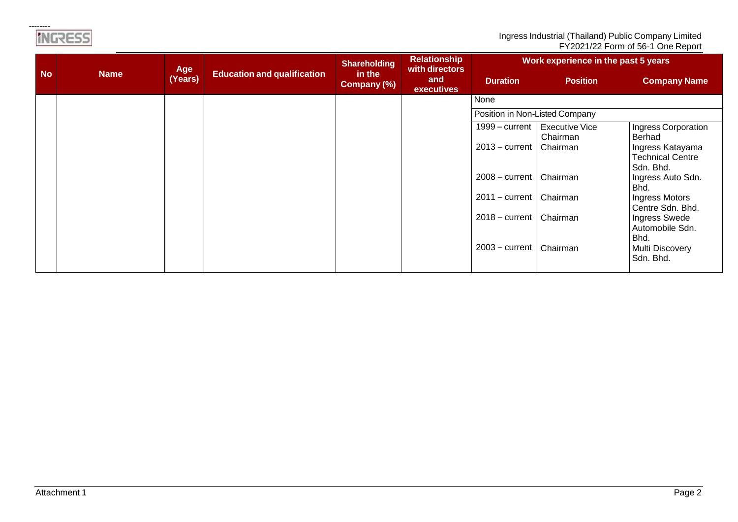| No | Name | Age (Years) | Education and qualification | Shareholding in the Company (%) | Relationship with directors and executives | Work experience in the past 5 years | | |
|---|---|---|---|---|---|---|---|---|
| | | | | | | Duration | Position | Company Name |
| | | | | | | None | | |
| | | | | | | Position in Non-Listed Company | | |
| | | | | | | 1999 – current | Executive Vice Chairman | Ingress Corporation Berhad |
| | | | | | | 2013 – current | Chairman | Ingress Katayama Technical Centre Sdn. Bhd. |
| | | | | | | 2008 – current | Chairman | Ingress Auto Sdn. Bhd. |
| | | | | | | 2011 – current | Chairman | Ingress Motors Centre Sdn. Bhd. |
| | | | | | | 2018 – current | Chairman | Ingress Swede Automobile Sdn. Bhd. |
| | | | | | | 2003 – current | Chairman | Multi Discovery Sdn. Bhd. |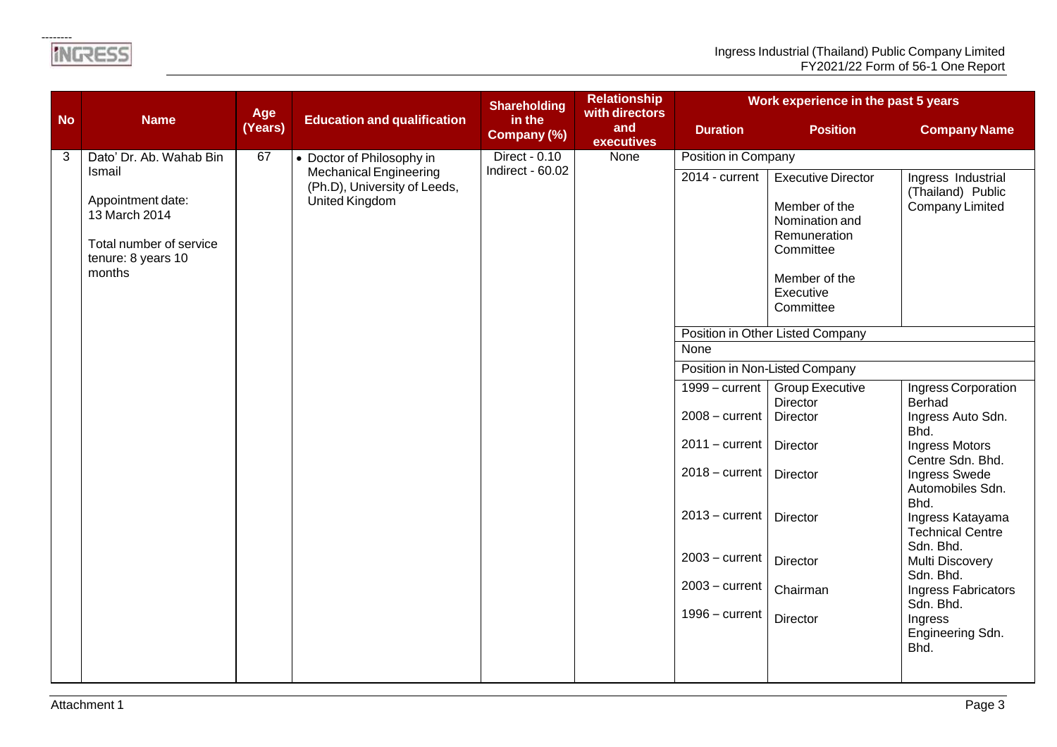| No | Name | Age (Years) | Education and qualification | Shareholding in the Company (%) | Relationship with directors and executives | Work experience in the past 5 years | | |
|---|---|---|---|---|---|---|---|---|
| | | | | | | Duration | Position | Company Name |
| 3 | Dato' Dr. Ab. Wahab Bin Ismail<br><br>Appointment date: 13 March 2014<br><br>Total number of service tenure: 8 years 10 months | 67 | • Doctor of Philosophy in Mechanical Engineering (Ph.D), University of Leeds, United Kingdom | Direct - 0.10<br>Indirect - 60.02 | None | Position in Company | | |
| | | | | | | 2014 - current | Executive Director<br><br>Member of the Nomination and Remuneration Committee<br><br>Member of the Executive Committee | Ingress Industrial (Thailand) Public Company Limited |
| | | | | | | Position in Other Listed Company | | |
| | | | | | | None | | |
| | | | | | | Position in Non-Listed Company | | |
| | | | | | | 1999 – current | Group Executive Director | Ingress Corporation Berhad |
| | | | | | | 2008 – current | Director | Ingress Auto Sdn. Bhd. |
| | | | | | | 2011 – current | Director | Ingress Motors Centre Sdn. Bhd. |
| | | | | | | 2018 – current | Director | Ingress Swede Automobiles Sdn. Bhd. |
| | | | | | | 2013 – current | Director | Ingress Katayama Technical Centre Sdn. Bhd. |
| | | | | | | 2003 – current | Director | Multi Discovery Sdn. Bhd. |
| | | | | | | 2003 – current | Chairman | Ingress Fabricators Sdn. Bhd. |
| | | | | | | 1996 – current | Director | Ingress Engineering Sdn. Bhd. |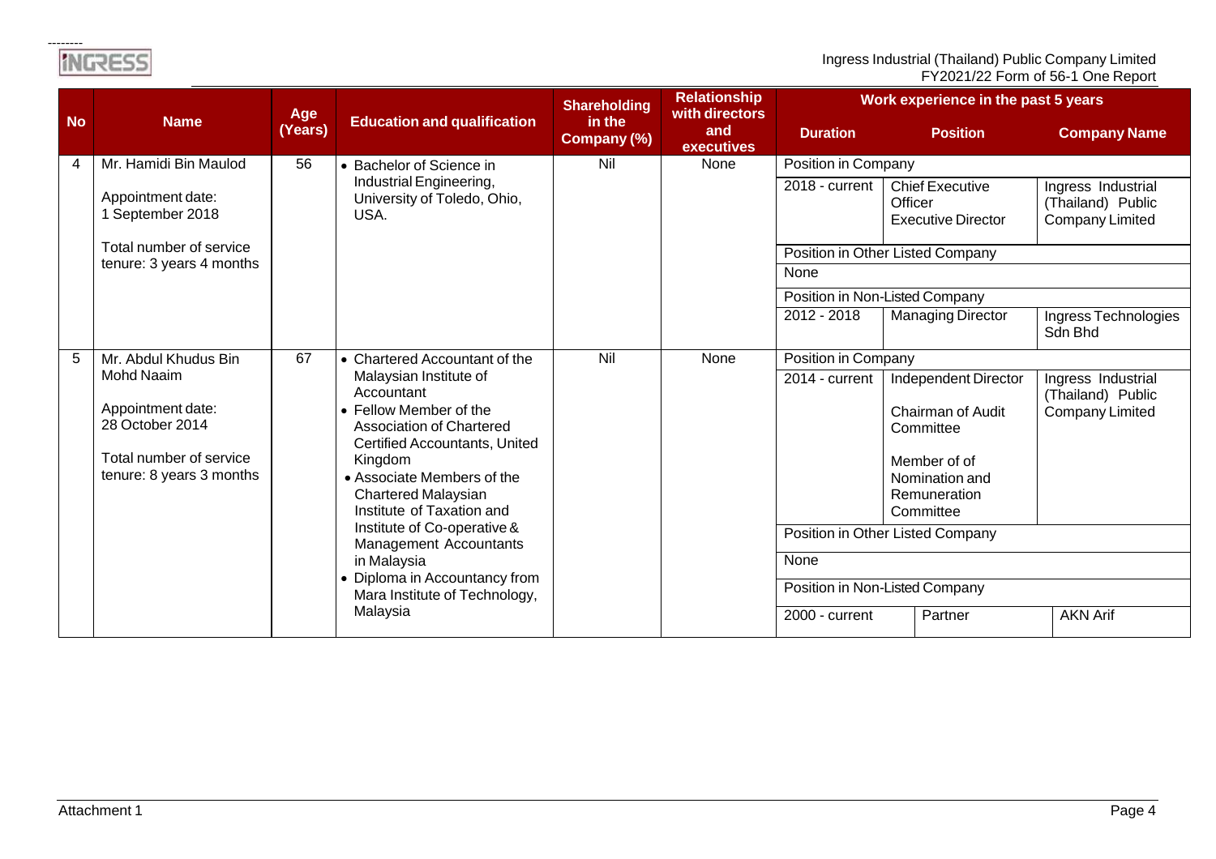| No | Name | Age (Years) | Education and qualification | Shareholding in the Company (%) | Relationship with directors and executives | Work experience in the past 5 years | | |
|---|---|---|---|---|---|---|---|---|
| | | | | | | Duration | Position | Company Name |
| 4 | Mr. Hamidi Bin Maulod<br><br>Appointment date: 1 September 2018<br><br>Total number of service tenure: 3 years 4 months | 56 | • Bachelor of Science in Industrial Engineering, University of Toledo, Ohio, USA. | Nil | None | Position in Company | | |
| | | | | | | 2018 - current | Chief Executive Officer<br>Executive Director | Ingress Industrial (Thailand) Public Company Limited |
| | | | | | | Position in Other Listed Company | | |
| | | | | | | None | | |
| | | | | | | Position in Non-Listed Company | | |
| | | | | | | 2012 - 2018 | Managing Director | Ingress Technologies Sdn Bhd |
| 5 | Mr. Abdul Khudus Bin Mohd Naaim<br><br>Appointment date: 28 October 2014<br><br>Total number of service tenure: 8 years 3 months | 67 | • Chartered Accountant of the Malaysian Institute of Accountant<br>• Fellow Member of the Association of Chartered Certified Accountants, United Kingdom<br>• Associate Members of the Chartered Malaysian Institute of Taxation and Institute of Co-operative & Management Accountants in Malaysia<br>• Diploma in Accountancy from Mara Institute of Technology, Malaysia | Nil | None | Position in Company | | |
| | | | | | | 2014 - current | Independent Director<br><br>Chairman of Audit Committee<br><br>Member of of Nomination and Remuneration Committee | Ingress Industrial (Thailand) Public Company Limited |
| | | | | | | Position in Other Listed Company | | |
| | | | | | | None | | |
| | | | | | | Position in Non-Listed Company | | |
| | | | | | | 2000 - current | Partner | AKN Arif |

Attachment 1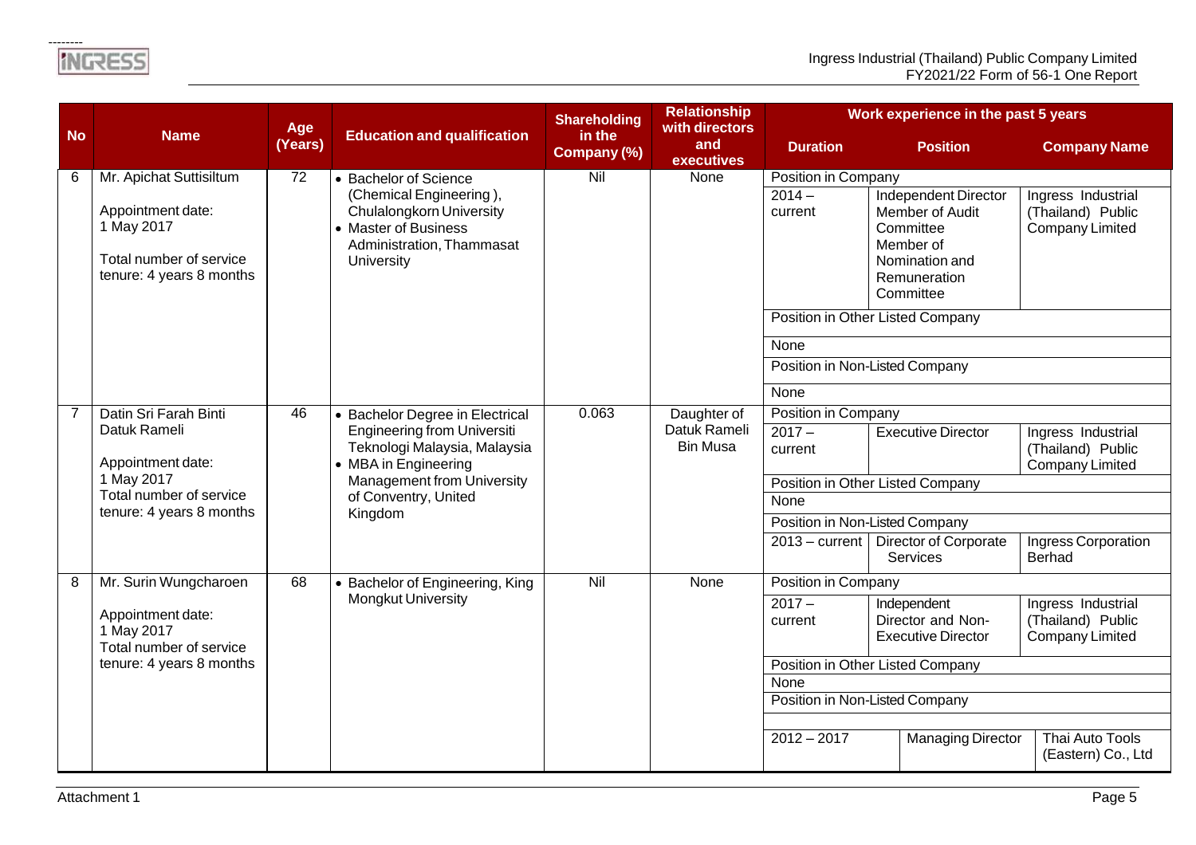| No | Name | Age (Years) | Education and qualification | Shareholding in the Company (%) | Relationship with directors and executives | Work experience in the past 5 years | | |
|---|---|---|---|---|---|---|---|---|
| | | | | | | Duration | Position | Company Name |
| 6 | Mr. Apichat Suttisiltum<br><br>Appointment date: 1 May 2017<br><br>Total number of service tenure: 4 years 8 months | 72 | • Bachelor of Science (Chemical Engineering ), Chulalongkorn University<br>• Master of Business Administration, Thammasat University | Nil | None | Position in Company | | |
| | | | | | | 2014 – current | Independent Director<br>Member of Audit Committee<br>Member of Nomination and Remuneration Committee | Ingress Industrial (Thailand) Public Company Limited |
| | | | | | | Position in Other Listed Company | | |
| | | | | | | None | | |
| | | | | | | Position in Non-Listed Company | | |
| | | | | | | None | | |
| 7 | Datin Sri Farah Binti Datuk Rameli<br><br>Appointment date: 1 May 2017<br>Total number of service tenure: 4 years 8 months | 46 | • Bachelor Degree in Electrical Engineering from Universiti Teknologi Malaysia, Malaysia<br>• MBA in Engineering Management from University of Conventry, United Kingdom | 0.063 | Daughter of Datuk Rameli Bin Musa | Position in Company | | |
| | | | | | | 2017 – current | Executive Director | Ingress Industrial (Thailand) Public Company Limited |
| | | | | | | Position in Other Listed Company | | |
| | | | | | | None | | |
| | | | | | | Position in Non-Listed Company | | |
| | | | | | | 2013 – current | Director of Corporate Services | Ingress Corporation Berhad |
| 8 | Mr. Surin Wungcharoen<br><br>Appointment date: 1 May 2017<br>Total number of service tenure: 4 years 8 months | 68 | • Bachelor of Engineering, King Mongkut University | Nil | None | Position in Company | | |
| | | | | | | 2017 – current | Independent Director and Non-Executive Director | Ingress Industrial (Thailand) Public Company Limited |
| | | | | | | Position in Other Listed Company | | |
| | | | | | | None | | |
| | | | | | | Position in Non-Listed Company | | |
| | | | | | | 2012 – 2017 | Managing Director | Thai Auto Tools (Eastern) Co., Ltd |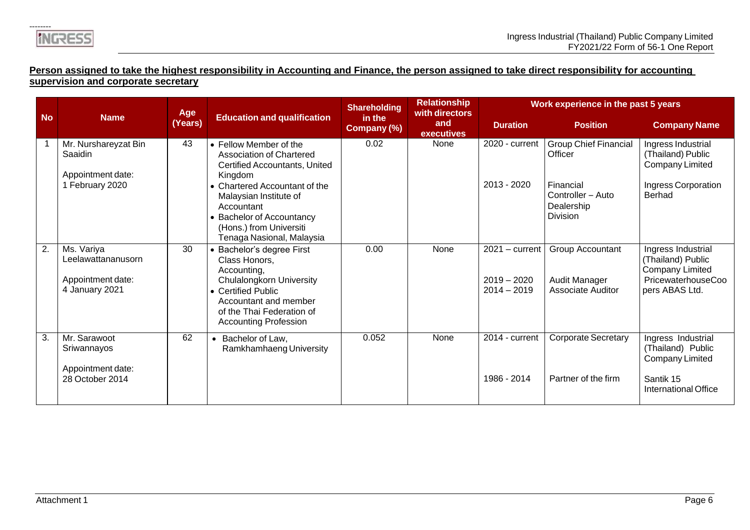**Person assigned to take the highest responsibility in Accounting and Finance, the person assigned to take direct responsibility for accounting supervision and corporate secretary**

| No | Name | Age (Years) | Education and qualification | Shareholding in the Company (%) | Relationship with directors and executives | Work experience in the past 5 years | | |
|---|---|---|---|---|---|---|---|---|
| | | | | | | Duration | Position | Company Name |
| 1 | Mr. Nurshareyzat Bin Saaidin<br><br>Appointment date:<br>1 February 2020 | 43 | • Fellow Member of the Association of Chartered Certified Accountants, United Kingdom<br>• Chartered Accountant of the Malaysian Institute of Accountant<br>• Bachelor of Accountancy (Hons.) from Universiti Tenaga Nasional, Malaysia | 0.02 | None | 2020 - current<br><br>2013 - 2020 | Group Chief Financial Officer<br><br>Financial Controller – Auto Dealership Division | Ingress Industrial (Thailand) Public Company Limited<br><br>Ingress Corporation Berhad |
| 2. | Ms. Variya Leelawattananusorn<br><br>Appointment date:<br>4 January 2021 | 30 | • Bachelor's degree First Class Honors, Accounting, Chulalongkorn University<br>• Certified Public Accountant and member of the Thai Federation of Accounting Profession | 0.00 | None | 2021 – current<br><br>2019 – 2020<br>2014 – 2019 | Group Accountant<br><br>Audit Manager<br>Associate Auditor | Ingress Industrial (Thailand) Public Company Limited<br>PricewaterhouseCoopers ABAS Ltd. |
| 3. | Mr. Sarawoot Sriwannayos<br><br>Appointment date:<br>28 October 2014 | 62 | • Bachelor of Law, Ramkhamhaeng University | 0.052 | None | 2014 - current<br><br>1986 - 2014 | Corporate Secretary<br><br>Partner of the firm | Ingress Industrial (Thailand) Public Company Limited<br><br>Santik 15 International Office |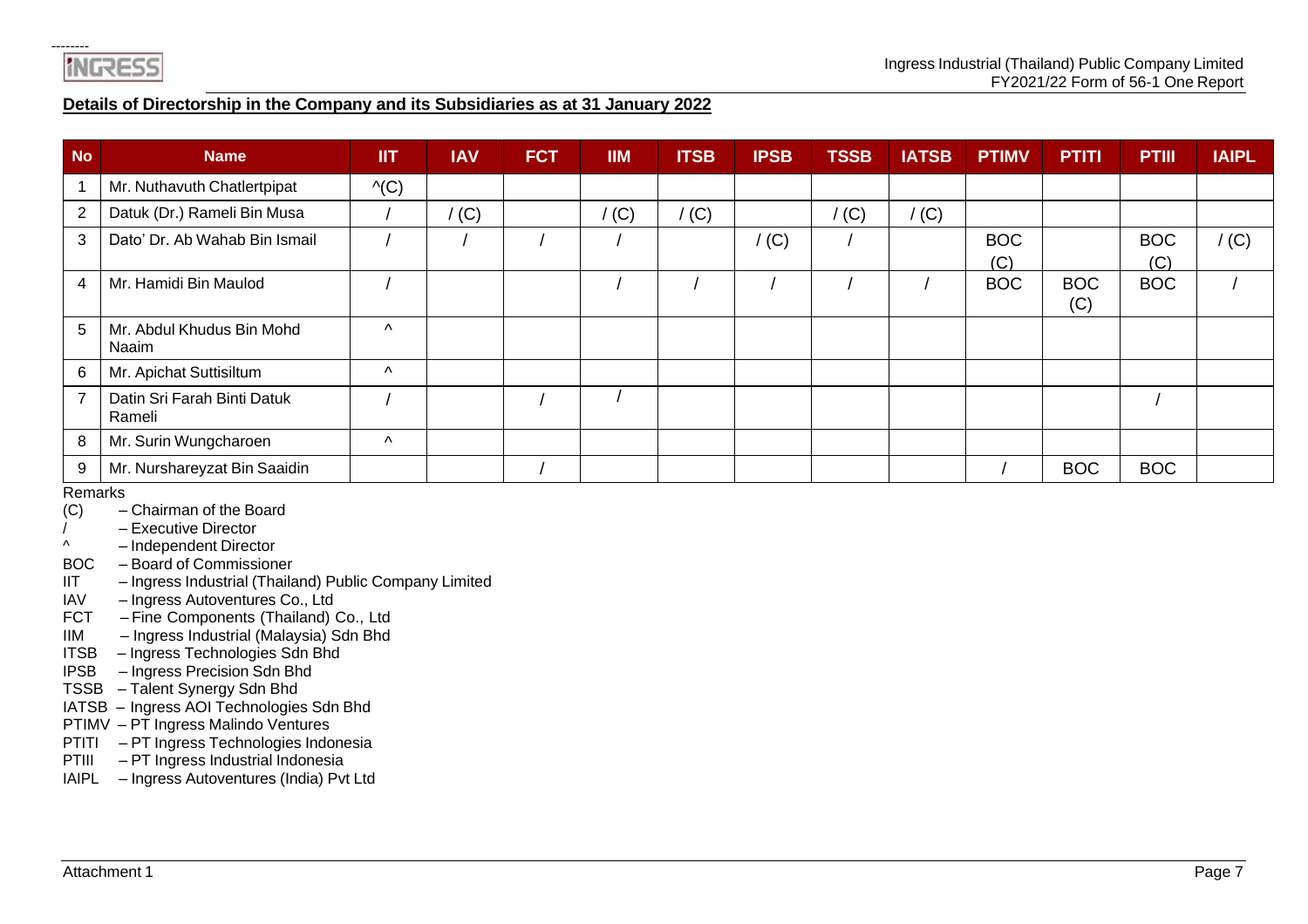**Details of Directorship in the Company and its Subsidiaries as at 31 January 2022**

| No | Name | IIT | IAV | FCT | IIM | ITSB | IPSB | TSSB | IATSB | PTIMV | PTITI | PTIII | IAIPL |
|---|---|---|---|---|---|---|---|---|---|---|---|---|---|
| 1 | Mr. Nuthavuth Chatlertpipat | ^(C) | | | | | | | | | | | |
| 2 | Datuk (Dr.) Rameli Bin Musa | / | / (C) | | / (C) | / (C) | | / (C) | / (C) | | | | |
| 3 | Dato' Dr. Ab Wahab Bin Ismail | / | / | / | / | | / (C) | / | | BOC (C) | | BOC (C) | / (C) |
| 4 | Mr. Hamidi Bin Maulod | / | | | / | / | / | / | / | BOC | BOC (C) | BOC | / |
| 5 | Mr. Abdul Khudus Bin Mohd Naaim | ^ | | | | | | | | | | | |
| 6 | Mr. Apichat Suttisiltum | ^ | | | | | | | | | | | |
| 7 | Datin Sri Farah Binti Datuk Rameli | / | | / | / | | | | | | | / | |
| 8 | Mr. Surin Wungcharoen | ^ | | | | | | | | | | | |
| 9 | Mr. Nurshareyzat Bin Saaidin | | | / | | | | | | / | BOC | BOC | |

Remarks

(C) – Chairman of the Board
/ – Executive Director
^ – Independent Director
BOC – Board of Commissioner
IIT – Ingress Industrial (Thailand) Public Company Limited
IAV – Ingress Autoventures Co., Ltd
FCT – Fine Components (Thailand) Co., Ltd
IIM – Ingress Industrial (Malaysia) Sdn Bhd
ITSB – Ingress Technologies Sdn Bhd
IPSB – Ingress Precision Sdn Bhd
TSSB – Talent Synergy Sdn Bhd
IATSB – Ingress AOI Technologies Sdn Bhd
PTIMV – PT Ingress Malindo Ventures
PTITI – PT Ingress Technologies Indonesia
PTIII – PT Ingress Industrial Indonesia
IAIPL – Ingress Autoventures (India) Pvt Ltd

Attachment 1